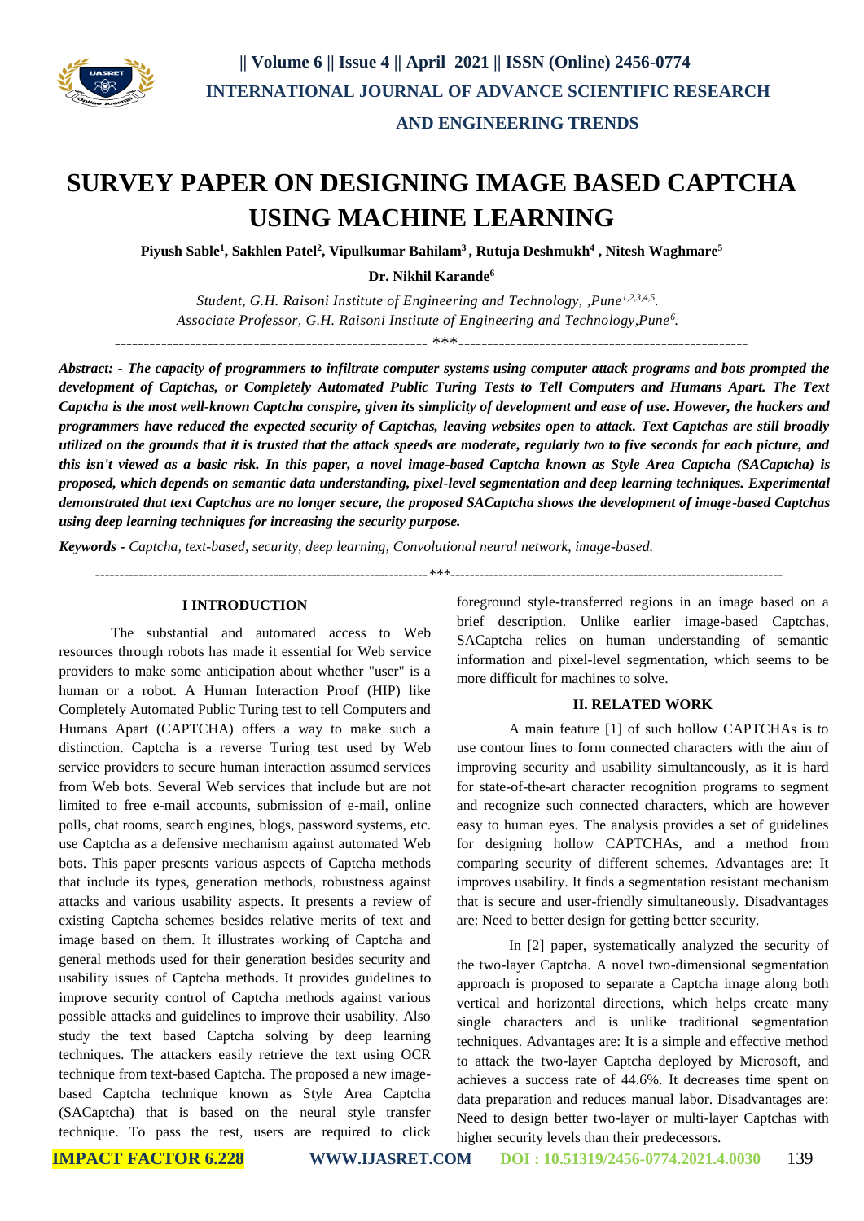# SURVEY PAPER ON DESIGNING IMAGE BASED CAPTCHA USING MACHINE LEARNING

**Piyush Sable[1], Sakhlen Patel[2], Vipulkumar Bahilam[3] , Rutuja Deshmukh[4] , Nitesh Waghmare[5]**

**Dr. Nikhil Karande[6]**

*Student, G.H. Raisoni Institute of Engineering and Technology, ,Pune[1,2,3,4,5].*
*Associate Professor, G.H. Raisoni Institute of Engineering and Technology,Pune[6].*

------------------------------------------------------ ***------------------------------------------------------

***Abstract: - The capacity of programmers to infiltrate computer systems using computer attack programs and bots prompted the development of Captchas, or Completely Automated Public Turing Tests to Tell Computers and Humans Apart. The Text Captcha is the most well-known Captcha conspire, given its simplicity of development and ease of use. However, the hackers and programmers have reduced the expected security of Captchas, leaving websites open to attack. Text Captchas are still broadly utilized on the grounds that it is trusted that the attack speeds are moderate, regularly two to five seconds for each picture, and this isn't viewed as a basic risk. In this paper, a novel image-based Captcha known as Style Area Captcha (SACaptcha) is proposed, which depends on semantic data understanding, pixel-level segmentation and deep learning techniques. Experimental demonstrated that text Captchas are no longer secure, the proposed SACaptcha shows the development of image-based Captchas using deep learning techniques for increasing the security purpose.***

***Keywords** - Captcha, text-based, security, deep learning, Convolutional neural network, image-based.*

------------------------------------------------------ ***------------------------------------------------------

## I INTRODUCTION

The substantial and automated access to Web resources through robots has made it essential for Web service providers to make some anticipation about whether "user" is a human or a robot. A Human Interaction Proof (HIP) like Completely Automated Public Turing test to tell Computers and Humans Apart (CAPTCHA) offers a way to make such a distinction. Captcha is a reverse Turing test used by Web service providers to secure human interaction assumed services from Web bots. Several Web services that include but are not limited to free e-mail accounts, submission of e-mail, online polls, chat rooms, search engines, blogs, password systems, etc. use Captcha as a defensive mechanism against automated Web bots. This paper presents various aspects of Captcha methods that include its types, generation methods, robustness against attacks and various usability aspects. It presents a review of existing Captcha schemes besides relative merits of text and image based on them. It illustrates working of Captcha and general methods used for their generation besides security and usability issues of Captcha methods. It provides guidelines to improve security control of Captcha methods against various possible attacks and guidelines to improve their usability. Also study the text based Captcha solving by deep learning techniques. The attackers easily retrieve the text using OCR technique from text-based Captcha. The proposed a new image-based Captcha technique known as Style Area Captcha (SACaptcha) that is based on the neural style transfer technique. To pass the test, users are required to click foreground style-transferred regions in an image based on a brief description. Unlike earlier image-based Captchas, SACaptcha relies on human understanding of semantic information and pixel-level segmentation, which seems to be more difficult for machines to solve.

## II. RELATED WORK

A main feature [1] of such hollow CAPTCHAs is to use contour lines to form connected characters with the aim of improving security and usability simultaneously, as it is hard for state-of-the-art character recognition programs to segment and recognize such connected characters, which are however easy to human eyes. The analysis provides a set of guidelines for designing hollow CAPTCHAs, and a method from comparing security of different schemes. Advantages are: It improves usability. It finds a segmentation resistant mechanism that is secure and user-friendly simultaneously. Disadvantages are: Need to better design for getting better security.

In [2] paper, systematically analyzed the security of the two-layer Captcha. A novel two-dimensional segmentation approach is proposed to separate a Captcha image along both vertical and horizontal directions, which helps create many single characters and is unlike traditional segmentation techniques. Advantages are: It is a simple and effective method to attack the two-layer Captcha deployed by Microsoft, and achieves a success rate of 44.6%. It decreases time spent on data preparation and reduces manual labor. Disadvantages are: Need to design better two-layer or multi-layer Captchas with higher security levels than their predecessors.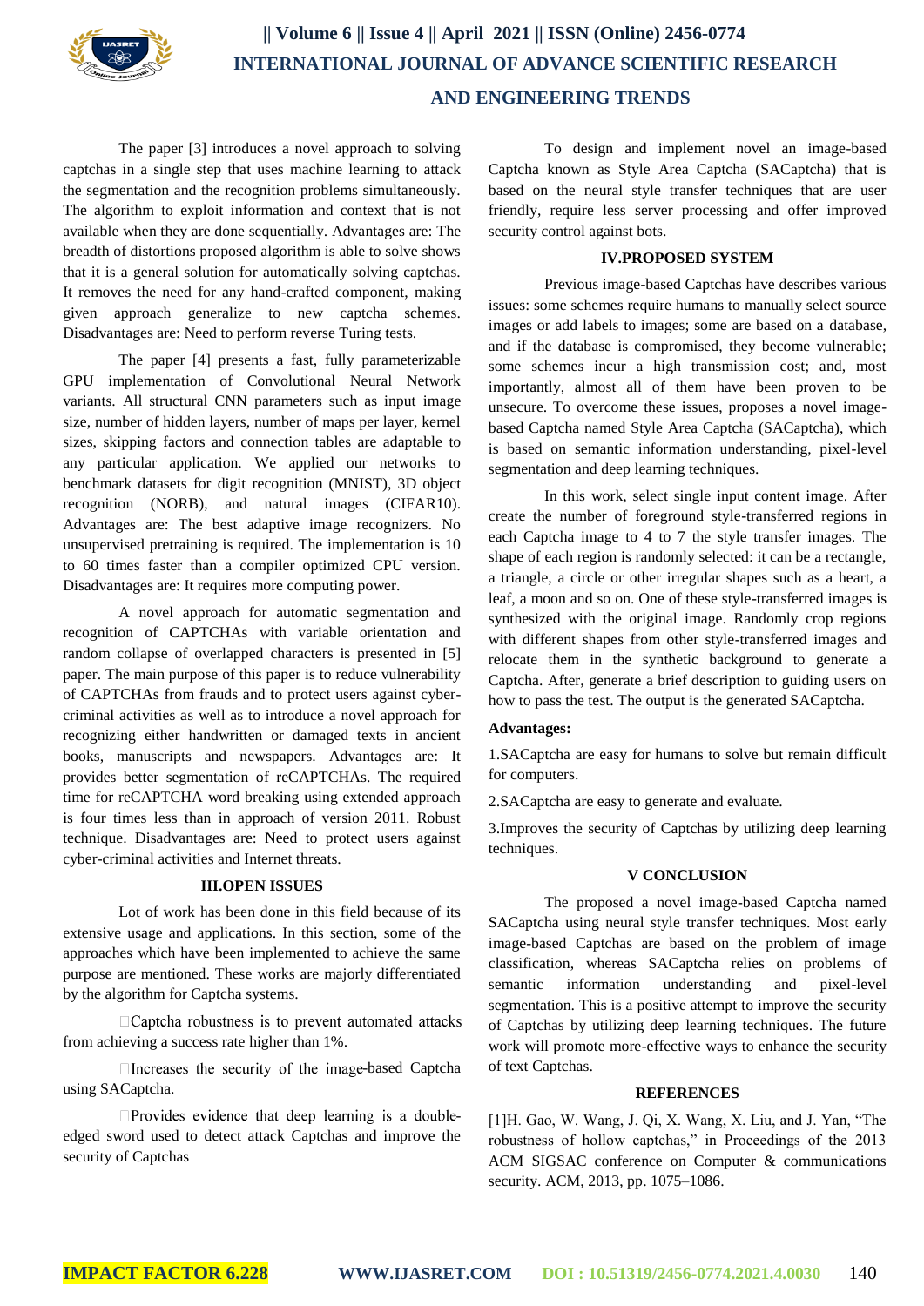The paper [3] introduces a novel approach to solving captchas in a single step that uses machine learning to attack the segmentation and the recognition problems simultaneously. The algorithm to exploit information and context that is not available when they are done sequentially. Advantages are: The breadth of distortions proposed algorithm is able to solve shows that it is a general solution for automatically solving captchas. It removes the need for any hand-crafted component, making given approach generalize to new captcha schemes. Disadvantages are: Need to perform reverse Turing tests.

The paper [4] presents a fast, fully parameterizable GPU implementation of Convolutional Neural Network variants. All structural CNN parameters such as input image size, number of hidden layers, number of maps per layer, kernel sizes, skipping factors and connection tables are adaptable to any particular application. We applied our networks to benchmark datasets for digit recognition (MNIST), 3D object recognition (NORB), and natural images (CIFAR10). Advantages are: The best adaptive image recognizers. No unsupervised pretraining is required. The implementation is 10 to 60 times faster than a compiler optimized CPU version. Disadvantages are: It requires more computing power.

A novel approach for automatic segmentation and recognition of CAPTCHAs with variable orientation and random collapse of overlapped characters is presented in [5] paper. The main purpose of this paper is to reduce vulnerability of CAPTCHAs from frauds and to protect users against cyber-criminal activities as well as to introduce a novel approach for recognizing either handwritten or damaged texts in ancient books, manuscripts and newspapers. Advantages are: It provides better segmentation of reCAPTCHAs. The required time for reCAPTCHA word breaking using extended approach is four times less than in approach of version 2011. Robust technique. Disadvantages are: Need to protect users against cyber-criminal activities and Internet threats.

## III.OPEN ISSUES

Lot of work has been done in this field because of its extensive usage and applications. In this section, some of the approaches which have been implemented to achieve the same purpose are mentioned. These works are majorly differentiated by the algorithm for Captcha systems.

- Captcha robustness is to prevent automated attacks from achieving a success rate higher than 1%.
- Increases the security of the image-based Captcha using SACaptcha.
- Provides evidence that deep learning is a double-edged sword used to detect attack Captchas and improve the security of Captchas

To design and implement novel an image-based Captcha known as Style Area Captcha (SACaptcha) that is based on the neural style transfer techniques that are user friendly, require less server processing and offer improved security control against bots.

## IV.PROPOSED SYSTEM

Previous image-based Captchas have describes various issues: some schemes require humans to manually select source images or add labels to images; some are based on a database, and if the database is compromised, they become vulnerable; some schemes incur a high transmission cost; and, most importantly, almost all of them have been proven to be unsecure. To overcome these issues, proposes a novel image-based Captcha named Style Area Captcha (SACaptcha), which is based on semantic information understanding, pixel-level segmentation and deep learning techniques.

In this work, select single input content image. After create the number of foreground style-transferred regions in each Captcha image to 4 to 7 the style transfer images. The shape of each region is randomly selected: it can be a rectangle, a triangle, a circle or other irregular shapes such as a heart, a leaf, a moon and so on. One of these style-transferred images is synthesized with the original image. Randomly crop regions with different shapes from other style-transferred images and relocate them in the synthetic background to generate a Captcha. After, generate a brief description to guiding users on how to pass the test. The output is the generated SACaptcha.

**Advantages:**

1.SACaptcha are easy for humans to solve but remain difficult for computers.

2.SACaptcha are easy to generate and evaluate.

3.Improves the security of Captchas by utilizing deep learning techniques.

## V CONCLUSION

The proposed a novel image-based Captcha named SACaptcha using neural style transfer techniques. Most early image-based Captchas are based on the problem of image classification, whereas SACaptcha relies on problems of semantic information understanding and pixel-level segmentation. This is a positive attempt to improve the security of Captchas by utilizing deep learning techniques. The future work will promote more-effective ways to enhance the security of text Captchas.

## REFERENCES

[1]H. Gao, W. Wang, J. Qi, X. Wang, X. Liu, and J. Yan, "The robustness of hollow captchas," in Proceedings of the 2013 ACM SIGSAC conference on Computer & communications security. ACM, 2013, pp. 1075–1086.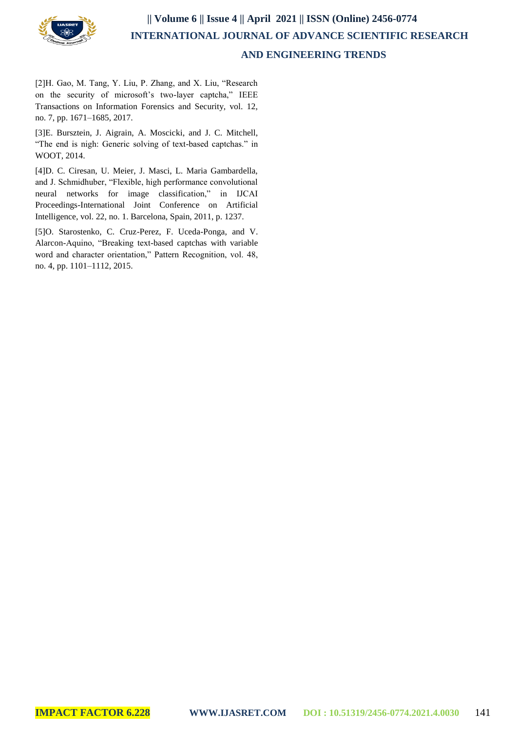[2]H. Gao, M. Tang, Y. Liu, P. Zhang, and X. Liu, "Research on the security of microsoft's two-layer captcha," IEEE Transactions on Information Forensics and Security, vol. 12, no. 7, pp. 1671–1685, 2017.

[3]E. Bursztein, J. Aigrain, A. Moscicki, and J. C. Mitchell, "The end is nigh: Generic solving of text-based captchas." in WOOT, 2014.

[4]D. C. Ciresan, U. Meier, J. Masci, L. Maria Gambardella, and J. Schmidhuber, "Flexible, high performance convolutional neural networks for image classification," in IJCAI Proceedings-International Joint Conference on Artificial Intelligence, vol. 22, no. 1. Barcelona, Spain, 2011, p. 1237.

[5]O. Starostenko, C. Cruz-Perez, F. Uceda-Ponga, and V. Alarcon-Aquino, "Breaking text-based captchas with variable word and character orientation," Pattern Recognition, vol. 48, no. 4, pp. 1101–1112, 2015.